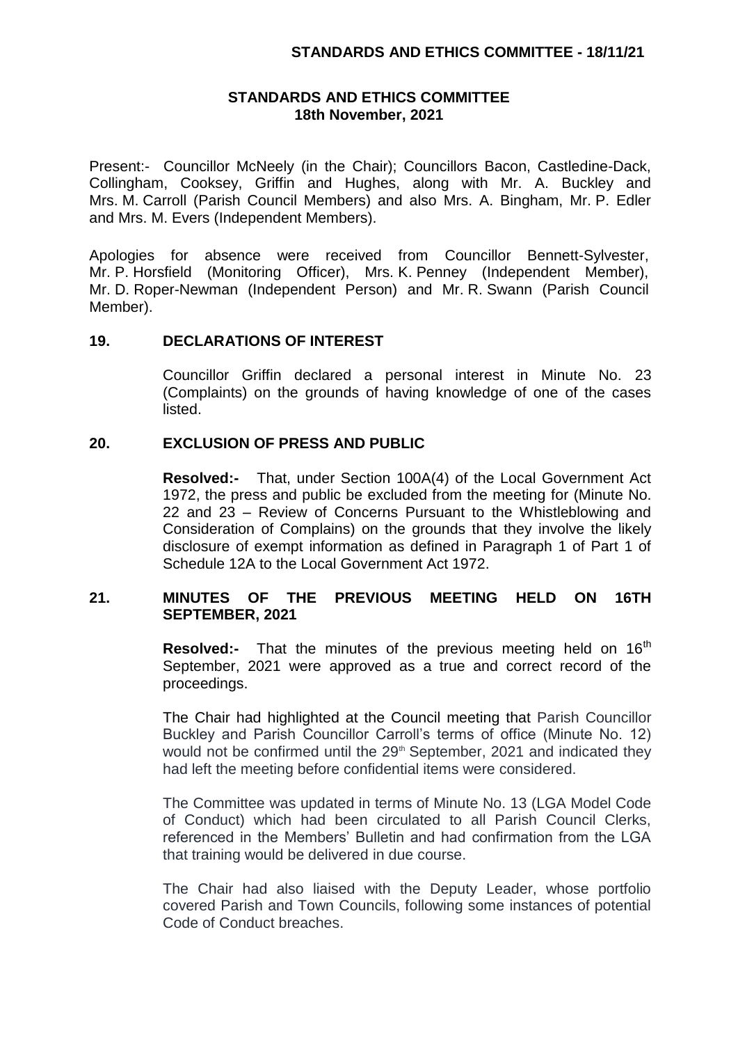# STANDARDS AND ETHICS COMMITTEE
## 18th November, 2021

Present:- Councillor McNeely (in the Chair); Councillors Bacon, Castledine-Dack, Collingham, Cooksey, Griffin and Hughes, along with Mr. A. Buckley and Mrs. M. Carroll (Parish Council Members) and also Mrs. A. Bingham, Mr. P. Edler and Mrs. M. Evers (Independent Members).

Apologies for absence were received from Councillor Bennett-Sylvester, Mr. P. Horsfield (Monitoring Officer), Mrs. K. Penney (Independent Member), Mr. D. Roper-Newman (Independent Person) and Mr. R. Swann (Parish Council Member).

### 19. DECLARATIONS OF INTEREST

Councillor Griffin declared a personal interest in Minute No. 23 (Complaints) on the grounds of having knowledge of one of the cases listed.

### 20. EXCLUSION OF PRESS AND PUBLIC

**Resolved:-** That, under Section 100A(4) of the Local Government Act 1972, the press and public be excluded from the meeting for (Minute No. 22 and 23 – Review of Concerns Pursuant to the Whistleblowing and Consideration of Complains) on the grounds that they involve the likely disclosure of exempt information as defined in Paragraph 1 of Part 1 of Schedule 12A to the Local Government Act 1972.

### 21. MINUTES OF THE PREVIOUS MEETING HELD ON 16TH SEPTEMBER, 2021

**Resolved:-** That the minutes of the previous meeting held on 16th September, 2021 were approved as a true and correct record of the proceedings.

The Chair had highlighted at the Council meeting that Parish Councillor Buckley and Parish Councillor Carroll's terms of office (Minute No. 12) would not be confirmed until the 29th September, 2021 and indicated they had left the meeting before confidential items were considered.

The Committee was updated in terms of Minute No. 13 (LGA Model Code of Conduct) which had been circulated to all Parish Council Clerks, referenced in the Members' Bulletin and had confirmation from the LGA that training would be delivered in due course.

The Chair had also liaised with the Deputy Leader, whose portfolio covered Parish and Town Councils, following some instances of potential Code of Conduct breaches.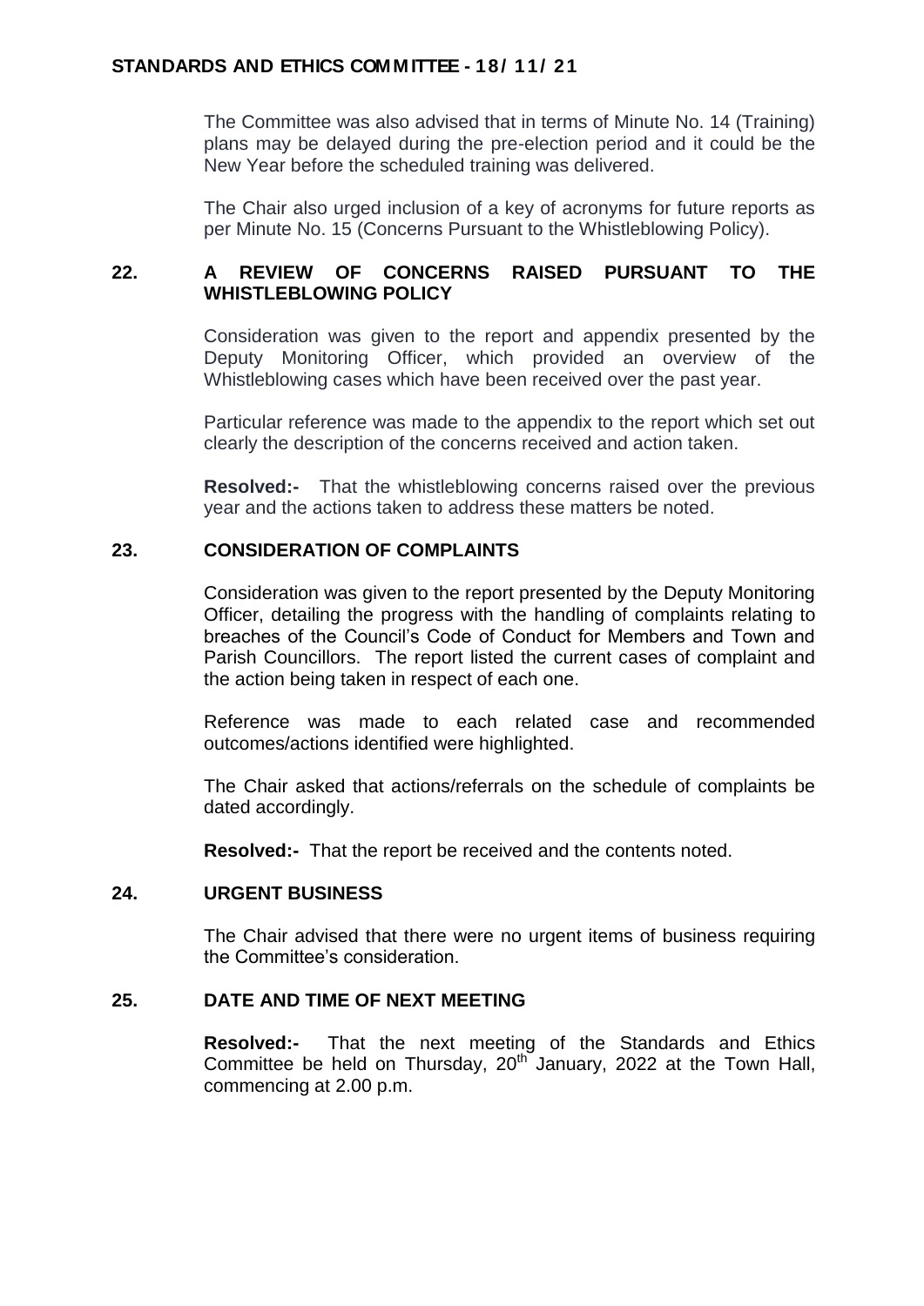The Committee was also advised that in terms of Minute No. 14 (Training) plans may be delayed during the pre-election period and it could be the New Year before the scheduled training was delivered.

The Chair also urged inclusion of a key of acronyms for future reports as per Minute No. 15 (Concerns Pursuant to the Whistleblowing Policy).

## 22. A REVIEW OF CONCERNS RAISED PURSUANT TO THE WHISTLEBLOWING POLICY

Consideration was given to the report and appendix presented by the Deputy Monitoring Officer, which provided an overview of the Whistleblowing cases which have been received over the past year.

Particular reference was made to the appendix to the report which set out clearly the description of the concerns received and action taken.

**Resolved:-** That the whistleblowing concerns raised over the previous year and the actions taken to address these matters be noted.

## 23. CONSIDERATION OF COMPLAINTS

Consideration was given to the report presented by the Deputy Monitoring Officer, detailing the progress with the handling of complaints relating to breaches of the Council's Code of Conduct for Members and Town and Parish Councillors. The report listed the current cases of complaint and the action being taken in respect of each one.

Reference was made to each related case and recommended outcomes/actions identified were highlighted.

The Chair asked that actions/referrals on the schedule of complaints be dated accordingly.

**Resolved:-** That the report be received and the contents noted.

## 24. URGENT BUSINESS

The Chair advised that there were no urgent items of business requiring the Committee's consideration.

## 25. DATE AND TIME OF NEXT MEETING

**Resolved:-** That the next meeting of the Standards and Ethics Committee be held on Thursday, 20th January, 2022 at the Town Hall, commencing at 2.00 p.m.